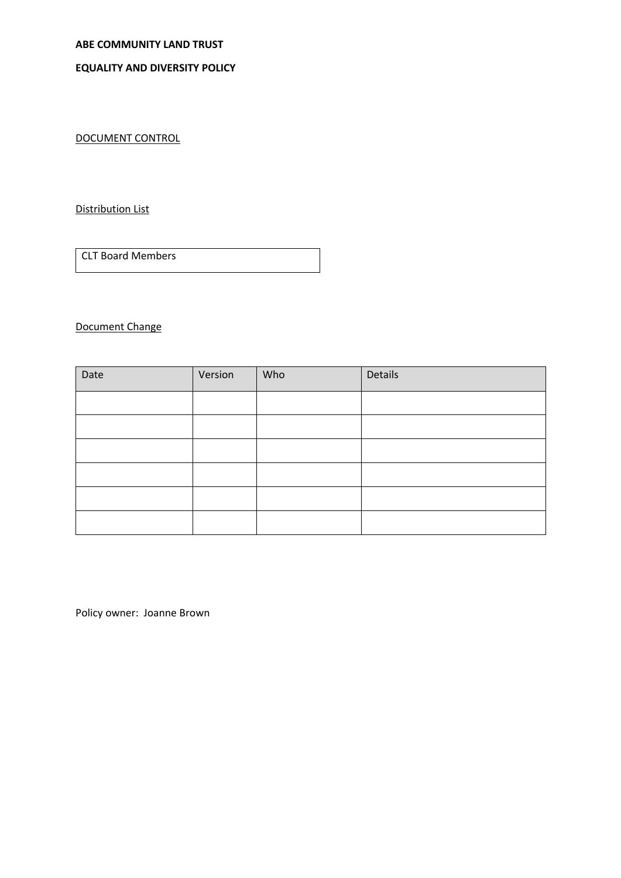**ABE COMMUNITY LAND TRUST**

**EQUALITY AND DIVERSITY POLICY**

<u>DOCUMENT CONTROL</u>

<u>Distribution List</u>

| CLT Board Members |
|---|

<u>Document Change</u>

| Date | Version | Who | Details |
|---|---|---|---|
| | | | |
| | | | |
| | | | |
| | | | |
| | | | |
| | | | |

Policy owner: Joanne Brown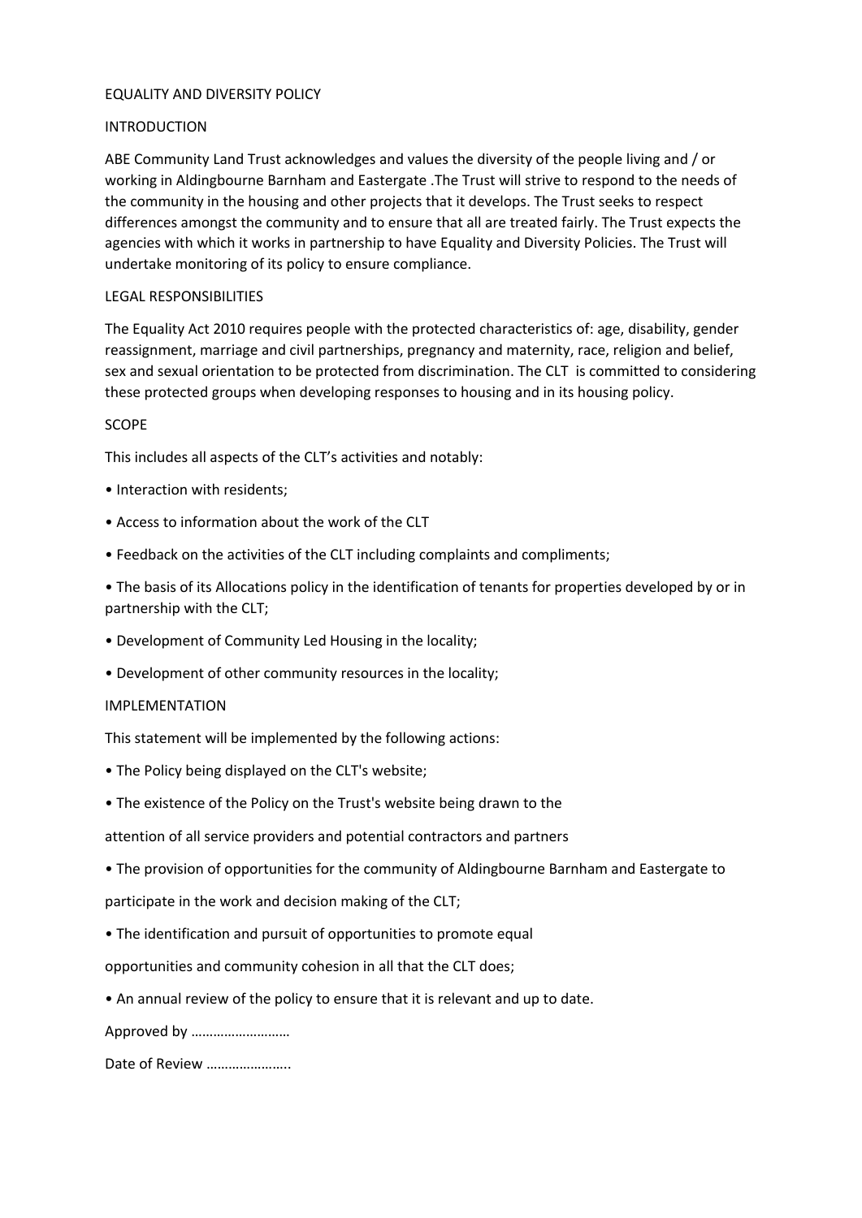# EQUALITY AND DIVERSITY POLICY

## INTRODUCTION

ABE Community Land Trust acknowledges and values the diversity of the people living and / or working in Aldingbourne Barnham and Eastergate .The Trust will strive to respond to the needs of the community in the housing and other projects that it develops. The Trust seeks to respect differences amongst the community and to ensure that all are treated fairly. The Trust expects the agencies with which it works in partnership to have Equality and Diversity Policies. The Trust will undertake monitoring of its policy to ensure compliance.

## LEGAL RESPONSIBILITIES

The Equality Act 2010 requires people with the protected characteristics of: age, disability, gender reassignment, marriage and civil partnerships, pregnancy and maternity, race, religion and belief, sex and sexual orientation to be protected from discrimination. The CLT is committed to considering these protected groups when developing responses to housing and in its housing policy.

## SCOPE

This includes all aspects of the CLT's activities and notably:

- Interaction with residents;
- Access to information about the work of the CLT
- Feedback on the activities of the CLT including complaints and compliments;
- The basis of its Allocations policy in the identification of tenants for properties developed by or in partnership with the CLT;
- Development of Community Led Housing in the locality;
- Development of other community resources in the locality;

## IMPLEMENTATION

This statement will be implemented by the following actions:

- The Policy being displayed on the CLT's website;
- The existence of the Policy on the Trust's website being drawn to the attention of all service providers and potential contractors and partners
- The provision of opportunities for the community of Aldingbourne Barnham and Eastergate to participate in the work and decision making of the CLT;
- The identification and pursuit of opportunities to promote equal opportunities and community cohesion in all that the CLT does;
- An annual review of the policy to ensure that it is relevant and up to date.

Approved by ………………………

Date of Review …………………..